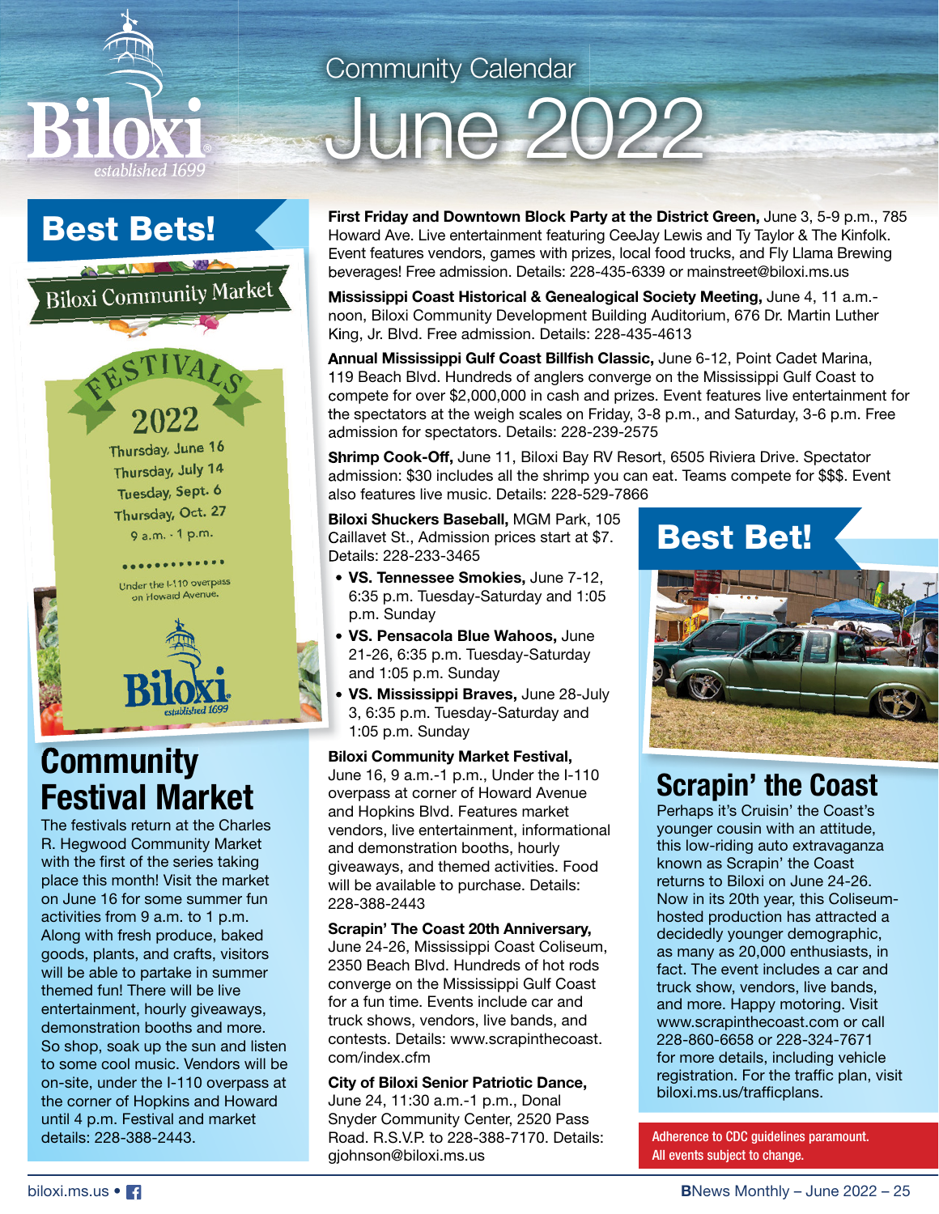# Community Calendar June 2022

## Best Bets!

Biloxi Community Market

FESTIVALS

2022

Thursday, June 16
Thursday, July 14
Tuesday, Sept. 6
Thursday, Oct. 27

9 a.m. - 1 p.m.

Under the I-110 overpass on Howard Avenue.

## Community Festival Market

The festivals return at the Charles R. Hegwood Community Market with the first of the series taking place this month! Visit the market on June 16 for some summer fun activities from 9 a.m. to 1 p.m. Along with fresh produce, baked goods, plants, and crafts, visitors will be able to partake in summer themed fun! There will be live entertainment, hourly giveaways, demonstration booths and more. So shop, soak up the sun and listen to some cool music. Vendors will be on-site, under the I-110 overpass at the corner of Hopkins and Howard until 4 p.m. Festival and market details: 228-388-2443.

**First Friday and Downtown Block Party at the District Green,** June 3, 5-9 p.m., 785 Howard Ave. Live entertainment featuring CeeJay Lewis and Ty Taylor & The Kinfolk. Event features vendors, games with prizes, local food trucks, and Fly Llama Brewing beverages! Free admission. Details: 228-435-6339 or mainstreet@biloxi.ms.us

**Mississippi Coast Historical & Genealogical Society Meeting,** June 4, 11 a.m.-noon, Biloxi Community Development Building Auditorium, 676 Dr. Martin Luther King, Jr. Blvd. Free admission. Details: 228-435-4613

**Annual Mississippi Gulf Coast Billfish Classic,** June 6-12, Point Cadet Marina, 119 Beach Blvd. Hundreds of anglers converge on the Mississippi Gulf Coast to compete for over $2,000,000 in cash and prizes. Event features live entertainment for the spectators at the weigh scales on Friday, 3-8 p.m., and Saturday, 3-6 p.m. Free admission for spectators. Details: 228-239-2575

**Shrimp Cook-Off,** June 11, Biloxi Bay RV Resort, 6505 Riviera Drive. Spectator admission: $30 includes all the shrimp you can eat. Teams compete for $$$. Event also features live music. Details: 228-529-7866

**Biloxi Shuckers Baseball,** MGM Park, 105 Caillavet St., Admission prices start at $7. Details: 228-233-3465

- **VS. Tennessee Smokies,** June 7-12, 6:35 p.m. Tuesday-Saturday and 1:05 p.m. Sunday
- **VS. Pensacola Blue Wahoos,** June 21-26, 6:35 p.m. Tuesday-Saturday and 1:05 p.m. Sunday
- **VS. Mississippi Braves,** June 28-July 3, 6:35 p.m. Tuesday-Saturday and 1:05 p.m. Sunday

**Biloxi Community Market Festival,** June 16, 9 a.m.-1 p.m., Under the I-110 overpass at corner of Howard Avenue and Hopkins Blvd. Features market vendors, live entertainment, informational and demonstration booths, hourly giveaways, and themed activities. Food will be available to purchase. Details: 228-388-2443

**Scrapin' The Coast 20th Anniversary,** June 24-26, Mississippi Coast Coliseum, 2350 Beach Blvd. Hundreds of hot rods converge on the Mississippi Gulf Coast for a fun time. Events include car and truck shows, vendors, live bands, and contests. Details: www.scrapinthecoast.com/index.cfm

**City of Biloxi Senior Patriotic Dance,** June 24, 11:30 a.m.-1 p.m., Donal Snyder Community Center, 2520 Pass Road. R.S.V.P. to 228-388-7170. Details: gjohnson@biloxi.ms.us

## Best Bet!

## Scrapin' the Coast

Perhaps it's Cruisin' the Coast's younger cousin with an attitude, this low-riding auto extravaganza known as Scrapin' the Coast returns to Biloxi on June 24-26. Now in its 20th year, this Coliseum-hosted production has attracted a decidedly younger demographic, as many as 20,000 enthusiasts, in fact. The event includes a car and truck show, vendors, live bands, and more. Happy motoring. Visit www.scrapinthecoast.com or call 228-860-6658 or 228-324-7671 for more details, including vehicle registration. For the traffic plan, visit biloxi.ms.us/trafficplans.

Adherence to CDC guidelines paramount. All events subject to change.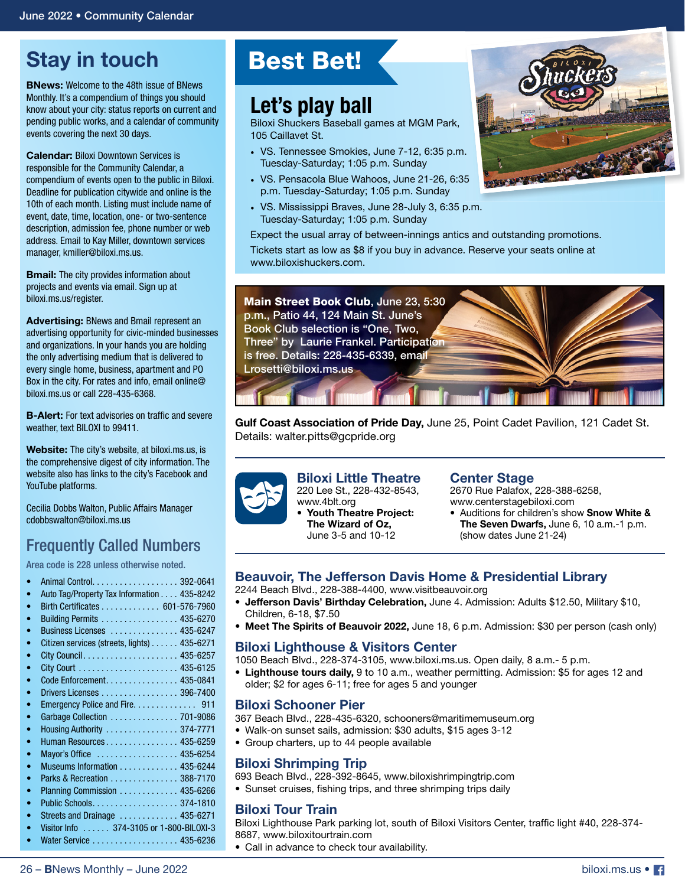## Stay in touch

**BNews:** Welcome to the 48th issue of BNews Monthly. It's a compendium of things you should know about your city: status reports on current and pending public works, and a calendar of community events covering the next 30 days.

**Calendar:** Biloxi Downtown Services is responsible for the Community Calendar, a compendium of events open to the public in Biloxi. Deadline for publication citywide and online is the 10th of each month. Listing must include name of event, date, time, location, one- or two-sentence description, admission fee, phone number or web address. Email to Kay Miller, downtown services manager, kmiller@biloxi.ms.us.

**Bmail:** The city provides information about projects and events via email. Sign up at biloxi.ms.us/register.

**Advertising:** BNews and Bmail represent an advertising opportunity for civic-minded businesses and organizations. In your hands you are holding the only advertising medium that is delivered to every single home, business, apartment and PO Box in the city. For rates and info, email online@biloxi.ms.us or call 228-435-6368.

**B-Alert:** For text advisories on traffic and severe weather, text BILOXI to 99411.

**Website:** The city's website, at biloxi.ms.us, is the comprehensive digest of city information. The website also has links to the city's Facebook and YouTube platforms.

Cecilia Dobbs Walton, Public Affairs Manager
cdobbswalton@biloxi.ms.us

## Frequently Called Numbers

Area code is 228 unless otherwise noted.

- Animal Control .................. 392-0641
- Auto Tag/Property Tax Information .... 435-8242
- Birth Certificates ............. 601-576-7960
- Building Permits ................. 435-6270
- Business Licenses ............... 435-6247
- Citizen services (streets, lights) ...... 435-6271
- City Council ..................... 435-6257
- City Court ...................... 435-6125
- Code Enforcement ................ 435-0841
- Drivers Licenses ................. 396-7400
- Emergency Police and Fire ............. 911
- Garbage Collection ............... 701-9086
- Housing Authority ................ 374-7771
- Human Resources ................ 435-6259
- Mayor's Office .................. 435-6254
- Museums Information ............. 435-6244
- Parks & Recreation ............... 388-7170
- Planning Commission ............. 435-6266
- Public Schools ................... 374-1810
- Streets and Drainage ............. 435-6271
- Visitor Info ...... 374-3105 or 1-800-BILOXI-3
- Water Service ................... 435-6236

# Best Bet!

## Let's play ball

Biloxi Shuckers Baseball games at MGM Park, 105 Caillavet St.

- VS. Tennessee Smokies, June 7-12, 6:35 p.m. Tuesday-Saturday; 1:05 p.m. Sunday
- VS. Pensacola Blue Wahoos, June 21-26, 6:35 p.m. Tuesday-Saturday; 1:05 p.m. Sunday
- VS. Mississippi Braves, June 28-July 3, 6:35 p.m. Tuesday-Saturday; 1:05 p.m. Sunday

Expect the usual array of between-innings antics and outstanding promotions.

Tickets start as low as $8 if you buy in advance. Reserve your seats online at www.biloxishuckers.com.

**Main Street Book Club**, June 23, 5:30 p.m., Patio 44, 124 Main St. June's Book Club selection is "One, Two, Three" by Laurie Frankel. Participation is free. Details: 228-435-6339, email Lrosetti@biloxi.ms.us

**Gulf Coast Association of Pride Day,** June 25, Point Cadet Pavilion, 121 Cadet St. Details: walter.pitts@gcpride.org

### Biloxi Little Theatre

220 Lee St., 228-432-8543, www.4blt.org

- **Youth Theatre Project: The Wizard of Oz,** June 3-5 and 10-12

### Center Stage

2670 Rue Palafox, 228-388-6258, www.centerstagebiloxi.com

- Auditions for children's show **Snow White & The Seven Dwarfs,** June 6, 10 a.m.-1 p.m. (show dates June 21-24)

### Beauvoir, The Jefferson Davis Home & Presidential Library

2244 Beach Blvd., 228-388-4400, www.visitbeauvoir.org

- **Jefferson Davis' Birthday Celebration,** June 4. Admission: Adults $12.50, Military $10, Children, 6-18, $7.50
- **Meet The Spirits of Beauvoir 2022,** June 18, 6 p.m. Admission: $30 per person (cash only)

### Biloxi Lighthouse & Visitors Center

1050 Beach Blvd., 228-374-3105, www.biloxi.ms.us. Open daily, 8 a.m.- 5 p.m.

- **Lighthouse tours daily,** 9 to 10 a.m., weather permitting. Admission: $5 for ages 12 and older; $2 for ages 6-11; free for ages 5 and younger

### Biloxi Schooner Pier

367 Beach Blvd., 228-435-6320, schooners@maritimemuseum.org

- Walk-on sunset sails, admission: $30 adults, $15 ages 3-12
- Group charters, up to 44 people available

### Biloxi Shrimping Trip

693 Beach Blvd., 228-392-8645, www.biloxishrimpingtrip.com

- Sunset cruises, fishing trips, and three shrimping trips daily

### Biloxi Tour Train

Biloxi Lighthouse Park parking lot, south of Biloxi Visitors Center, traffic light #40, 228-374-8687, www.biloxitourtrain.com

- Call in advance to check tour availability.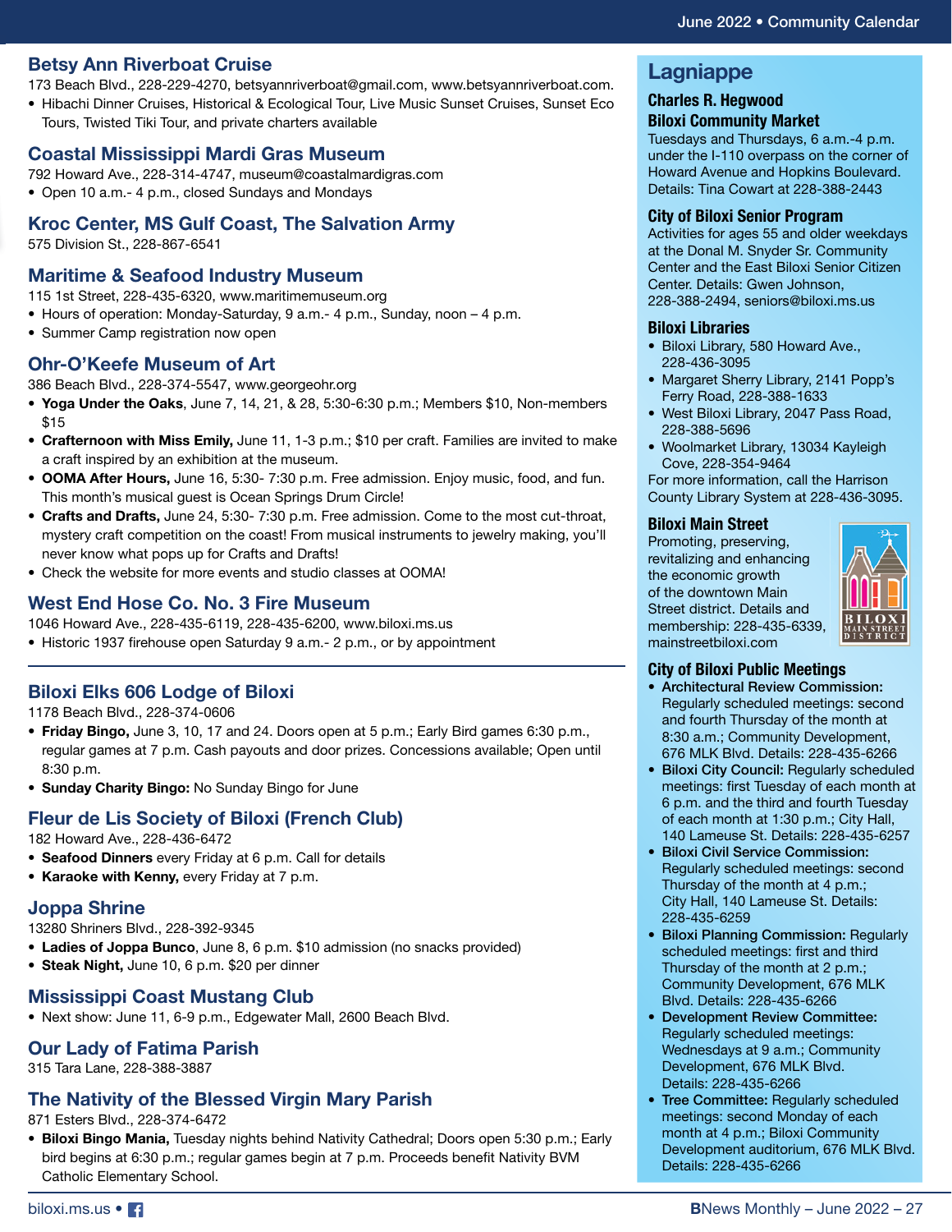## Betsy Ann Riverboat Cruise

173 Beach Blvd., 228-229-4270, betsyannriverboat@gmail.com, www.betsyannriverboat.com.

- Hibachi Dinner Cruises, Historical & Ecological Tour, Live Music Sunset Cruises, Sunset Eco Tours, Twisted Tiki Tour, and private charters available

## Coastal Mississippi Mardi Gras Museum

792 Howard Ave., 228-314-4747, museum@coastalmardigras.com

- Open 10 a.m.- 4 p.m., closed Sundays and Mondays

## Kroc Center, MS Gulf Coast, The Salvation Army

575 Division St., 228-867-6541

## Maritime & Seafood Industry Museum

115 1st Street, 228-435-6320, www.maritimemuseum.org

- Hours of operation: Monday-Saturday, 9 a.m.- 4 p.m., Sunday, noon – 4 p.m.
- Summer Camp registration now open

## Ohr-O'Keefe Museum of Art

386 Beach Blvd., 228-374-5547, www.georgeohr.org

- **Yoga Under the Oaks**, June 7, 14, 21, & 28, 5:30-6:30 p.m.; Members $10, Non-members $15
- **Crafternoon with Miss Emily,** June 11, 1-3 p.m.; $10 per craft. Families are invited to make a craft inspired by an exhibition at the museum.
- **OOMA After Hours,** June 16, 5:30- 7:30 p.m. Free admission. Enjoy music, food, and fun. This month's musical guest is Ocean Springs Drum Circle!
- **Crafts and Drafts,** June 24, 5:30- 7:30 p.m. Free admission. Come to the most cut-throat, mystery craft competition on the coast! From musical instruments to jewelry making, you'll never know what pops up for Crafts and Drafts!
- Check the website for more events and studio classes at OOMA!

## West End Hose Co. No. 3 Fire Museum

1046 Howard Ave., 228-435-6119, 228-435-6200, www.biloxi.ms.us

- Historic 1937 firehouse open Saturday 9 a.m.- 2 p.m., or by appointment

---

## Biloxi Elks 606 Lodge of Biloxi

1178 Beach Blvd., 228-374-0606

- **Friday Bingo,** June 3, 10, 17 and 24. Doors open at 5 p.m.; Early Bird games 6:30 p.m., regular games at 7 p.m. Cash payouts and door prizes. Concessions available; Open until 8:30 p.m.
- **Sunday Charity Bingo:** No Sunday Bingo for June

## Fleur de Lis Society of Biloxi (French Club)

182 Howard Ave., 228-436-6472

- **Seafood Dinners** every Friday at 6 p.m. Call for details
- **Karaoke with Kenny,** every Friday at 7 p.m.

## Joppa Shrine

13280 Shriners Blvd., 228-392-9345

- **Ladies of Joppa Bunco**, June 8, 6 p.m. $10 admission (no snacks provided)
- **Steak Night,** June 10, 6 p.m. $20 per dinner

## Mississippi Coast Mustang Club

- Next show: June 11, 6-9 p.m., Edgewater Mall, 2600 Beach Blvd.

## Our Lady of Fatima Parish

315 Tara Lane, 228-388-3887

## The Nativity of the Blessed Virgin Mary Parish

871 Esters Blvd., 228-374-6472

- **Biloxi Bingo Mania,** Tuesday nights behind Nativity Cathedral; Doors open 5:30 p.m.; Early bird begins at 6:30 p.m.; regular games begin at 7 p.m. Proceeds benefit Nativity BVM Catholic Elementary School.

## Lagniappe

### Charles R. Hegwood Biloxi Community Market

Tuesdays and Thursdays, 6 a.m.-4 p.m. under the I-110 overpass on the corner of Howard Avenue and Hopkins Boulevard. Details: Tina Cowart at 228-388-2443

### City of Biloxi Senior Program

Activities for ages 55 and older weekdays at the Donal M. Snyder Sr. Community Center and the East Biloxi Senior Citizen Center. Details: Gwen Johnson, 228-388-2494, seniors@biloxi.ms.us

### Biloxi Libraries

- Biloxi Library, 580 Howard Ave., 228-436-3095
- Margaret Sherry Library, 2141 Popp's Ferry Road, 228-388-1633
- West Biloxi Library, 2047 Pass Road, 228-388-5696
- Woolmarket Library, 13034 Kayleigh Cove, 228-354-9464

For more information, call the Harrison County Library System at 228-436-3095.

### Biloxi Main Street

Promoting, preserving, revitalizing and enhancing the economic growth of the downtown Main Street district. Details and membership: 228-435-6339, mainstreetbiloxi.com

### City of Biloxi Public Meetings

- **Architectural Review Commission:** Regularly scheduled meetings: second and fourth Thursday of the month at 8:30 a.m.; Community Development, 676 MLK Blvd. Details: 228-435-6266
- **Biloxi City Council:** Regularly scheduled meetings: first Tuesday of each month at 6 p.m. and the third and fourth Tuesday of each month at 1:30 p.m.; City Hall, 140 Lameuse St. Details: 228-435-6257
- **Biloxi Civil Service Commission:** Regularly scheduled meetings: second Thursday of the month at 4 p.m.; City Hall, 140 Lameuse St. Details: 228-435-6259
- **Biloxi Planning Commission:** Regularly scheduled meetings: first and third Thursday of the month at 2 p.m.; Community Development, 676 MLK Blvd. Details: 228-435-6266
- **Development Review Committee:** Regularly scheduled meetings: Wednesdays at 9 a.m.; Community Development, 676 MLK Blvd. Details: 228-435-6266
- **Tree Committee:** Regularly scheduled meetings: second Monday of each month at 4 p.m.; Biloxi Community Development auditorium, 676 MLK Blvd. Details: 228-435-6266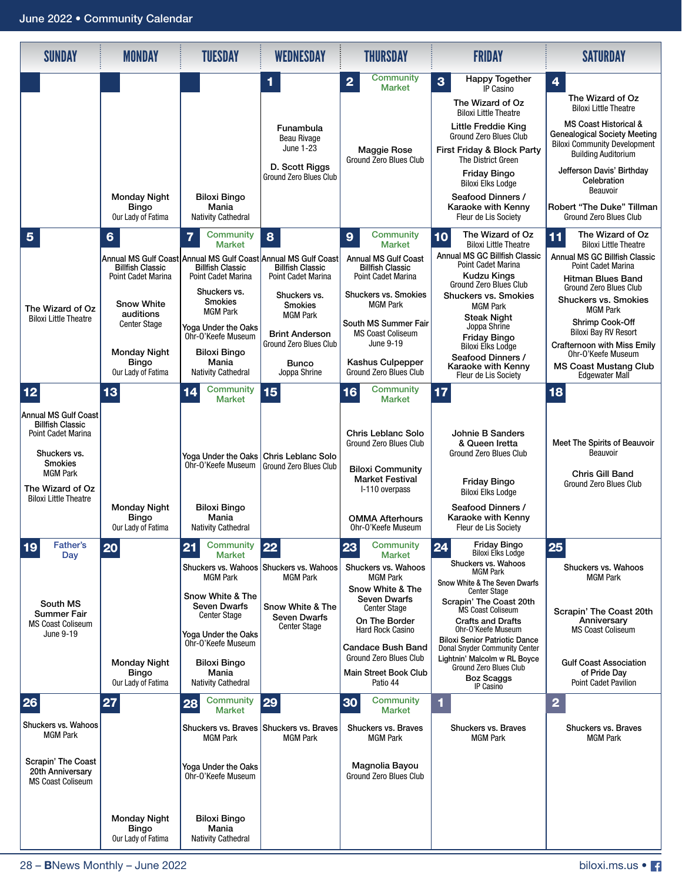# June 2022 • Community Calendar

| SUNDAY | MONDAY | TUESDAY | WEDNESDAY | THURSDAY | FRIDAY | SATURDAY |
|---|---|---|---|---|---|---|
| | Monday Night Bingo<br>Our Lady of Fatima | Biloxi Bingo Mania<br>Nativity Cathedral | **1**<br>Funambula<br>Beau Rivage<br>June 1-23<br><br>D. Scott Riggs<br>Ground Zero Blues Club | **2** Community Market<br><br>Maggie Rose<br>Ground Zero Blues Club | **3**<br>Happy Together<br>IP Casino<br><br>The Wizard of Oz<br>Biloxi Little Theatre<br><br>Little Freddie King<br>Ground Zero Blues Club<br><br>First Friday & Block Party<br>The District Green<br><br>Friday Bingo<br>Biloxi Elks Lodge<br><br>Seafood Dinners / Karaoke with Kenny<br>Fleur de Lis Society | **4**<br>The Wizard of Oz<br>Biloxi Little Theatre<br><br>MS Coast Historical & Genealogical Society Meeting<br>Biloxi Community Development Building Auditorium<br><br>Jefferson Davis' Birthday Celebration<br>Beauvoir<br><br>Robert "The Duke" Tillman<br>Ground Zero Blues Club |
| **5**<br>The Wizard of Oz<br>Biloxi Little Theatre | **6**<br>Annual MS Gulf Coast Billfish Classic<br>Point Cadet Marina<br><br>Snow White auditions<br>Center Stage<br><br>Monday Night Bingo<br>Our Lady of Fatima | **7** Community Market<br><br>Annual MS Gulf Coast Billfish Classic<br>Point Cadet Marina<br><br>Shuckers vs. Smokies<br>MGM Park<br><br>Yoga Under the Oaks<br>Ohr-O'Keefe Museum<br><br>Biloxi Bingo Mania<br>Nativity Cathedral | **8**<br>Annual MS Gulf Coast Billfish Classic<br>Point Cadet Marina<br><br>Shuckers vs. Smokies<br>MGM Park<br><br>Brint Anderson<br>Ground Zero Blues Club<br><br>Bunco<br>Joppa Shrine | **9** Community Market<br><br>Annual MS Gulf Coast Billfish Classic<br>Point Cadet Marina<br><br>Shuckers vs. Smokies<br>MGM Park<br><br>South MS Summer Fair<br>MS Coast Coliseum<br>June 9-19<br><br>Kashus Culpepper<br>Ground Zero Blues Club | **10**<br>The Wizard of Oz<br>Biloxi Little Theatre<br><br>Annual MS GC Billfish Classic<br>Point Cadet Marina<br><br>Kudzu Kings<br>Ground Zero Blues Club<br><br>Shuckers vs. Smokies<br>MGM Park<br><br>Steak Night<br>Joppa Shrine<br><br>Friday Bingo<br>Biloxi Elks Lodge<br><br>Seafood Dinners / Karaoke with Kenny<br>Fleur de Lis Society | **11**<br>The Wizard of Oz<br>Biloxi Little Theatre<br><br>Annual MS GC Billfish Classic<br>Point Cadet Marina<br><br>Hitman Blues Band<br>Ground Zero Blues Club<br><br>Shuckers vs. Smokies<br>MGM Park<br><br>Shrimp Cook-Off<br>Biloxi Bay RV Resort<br><br>Crafternoon with Miss Emily<br>Ohr-O'Keefe Museum<br><br>MS Coast Mustang Club<br>Edgewater Mall |
| **12**<br>Annual MS Gulf Coast Billfish Classic<br>Point Cadet Marina<br><br>Shuckers vs. Smokies<br>MGM Park<br><br>The Wizard of Oz<br>Biloxi Little Theatre | **13**<br>Monday Night Bingo<br>Our Lady of Fatima | **14** Community Market<br><br>Yoga Under the Oaks<br>Ohr-O'Keefe Museum<br><br>Biloxi Bingo Mania<br>Nativity Cathedral | **15**<br>Chris Leblanc Solo<br>Ground Zero Blues Club | **16** Community Market<br><br>Chris Leblanc Solo<br>Ground Zero Blues Club<br><br>Biloxi Community Market Festival<br>I-110 overpass<br><br>OMMA Afterhours<br>Ohr-O'Keefe Museum | **17**<br>Johnie B Sanders & Queen Iretta<br>Ground Zero Blues Club<br><br>Friday Bingo<br>Biloxi Elks Lodge<br><br>Seafood Dinners / Karaoke with Kenny<br>Fleur de Lis Society | **18**<br>Meet The Spirits of Beauvoir<br>Beauvoir<br><br>Chris Gill Band<br>Ground Zero Blues Club |
| **19** Father's Day<br><br>South MS Summer Fair<br>MS Coast Coliseum<br>June 9-19 | **20**<br>Monday Night Bingo<br>Our Lady of Fatima | **21** Community Market<br><br>Shuckers vs. Wahoos<br>MGM Park<br><br>Snow White & The Seven Dwarfs<br>Center Stage<br><br>Yoga Under the Oaks<br>Ohr-O'Keefe Museum<br><br>Biloxi Bingo Mania<br>Nativity Cathedral | **22**<br>Shuckers vs. Wahoos<br>MGM Park<br><br>Snow White & The Seven Dwarfs<br>Center Stage | **23** Community Market<br><br>Shuckers vs. Wahoos<br>MGM Park<br><br>Snow White & The Seven Dwarfs<br>Center Stage<br><br>On The Border<br>Hard Rock Casino<br><br>Candace Bush Band<br>Ground Zero Blues Club<br><br>Main Street Book Club<br>Patio 44 | **24**<br>Friday Bingo<br>Biloxi Elks Lodge<br><br>Shuckers vs. Wahoos<br>MGM Park<br><br>Snow White & The Seven Dwarfs<br>Center Stage<br><br>Scrapin' The Coast 20th<br>MS Coast Coliseum<br><br>Crafts and Drafts<br>Ohr-O'Keefe Museum<br><br>Biloxi Senior Patriotic Dance<br>Donal Snyder Community Center<br><br>Lightnin' Malcolm w RL Boyce<br>Ground Zero Blues Club<br><br>Boz Scaggs<br>IP Casino | **25**<br>Shuckers vs. Wahoos<br>MGM Park<br><br>Scrapin' The Coast 20th Anniversary<br>MS Coast Coliseum<br><br>Gulf Coast Association of Pride Day<br>Point Cadet Pavilion |
| **26**<br>Shuckers vs. Wahoos<br>MGM Park<br><br>Scrapin' The Coast 20th Anniversary<br>MS Coast Coliseum | **27**<br>Monday Night Bingo<br>Our Lady of Fatima | **28** Community Market<br><br>Shuckers vs. Braves<br>MGM Park<br><br>Yoga Under the Oaks<br>Ohr-O'Keefe Museum<br><br>Biloxi Bingo Mania<br>Nativity Cathedral | **29**<br>Shuckers vs. Braves<br>MGM Park | **30** Community Market<br><br>Shuckers vs. Braves<br>MGM Park<br><br>Magnolia Bayou<br>Ground Zero Blues Club | **1**<br>Shuckers vs. Braves<br>MGM Park | **2**<br>Shuckers vs. Braves<br>MGM Park |